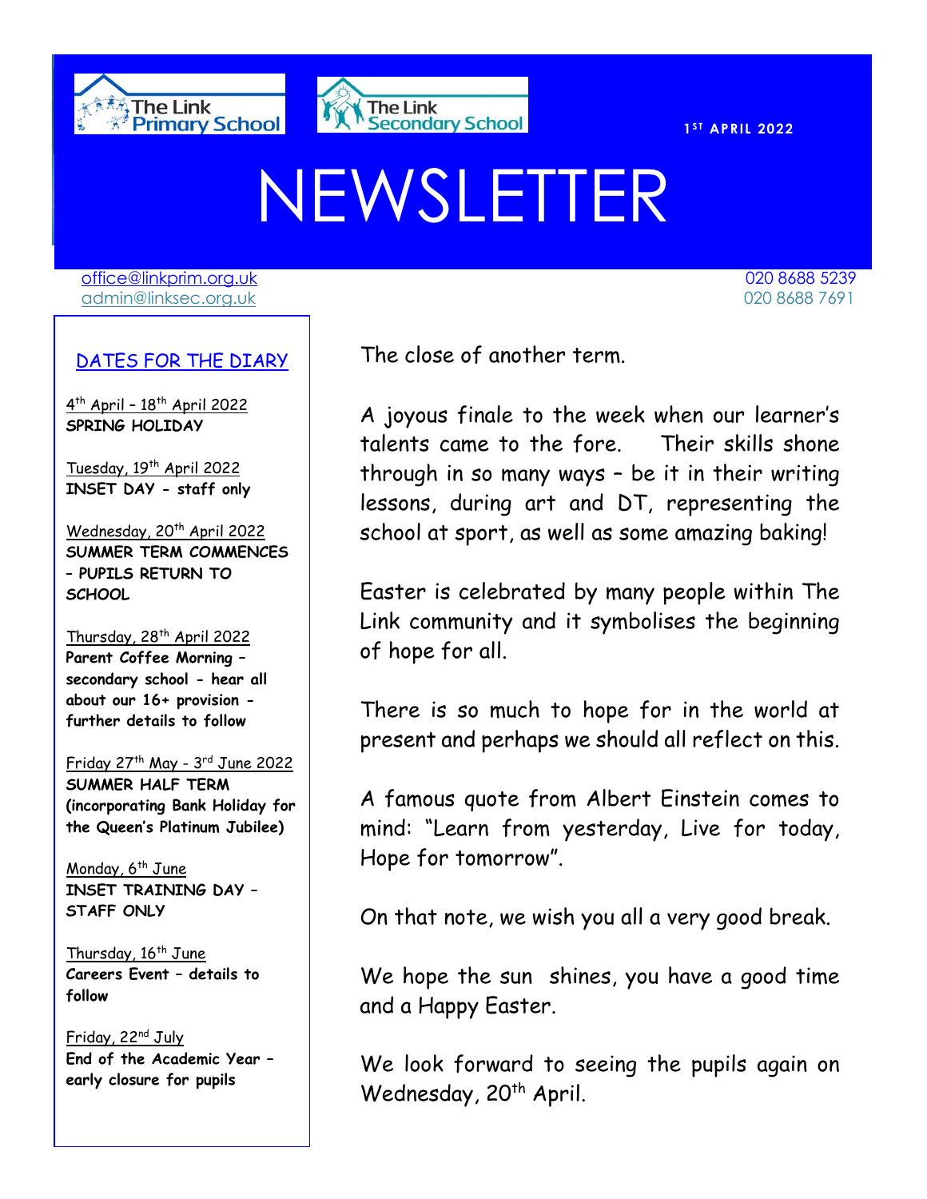The Link Primary School | The Link Secondary School

1ST APRIL 2022

# NEWSLETTER

office@linkprim.org.uk 020 8688 5239
admin@linksec.org.uk 020 8688 7691

## DATES FOR THE DIARY

4th April – 18th April 2022
**SPRING HOLIDAY**

Tuesday, 19th April 2022
**INSET DAY - staff only**

Wednesday, 20th April 2022
**SUMMER TERM COMMENCES – PUPILS RETURN TO SCHOOL**

Thursday, 28th April 2022
**Parent Coffee Morning – secondary school - hear all about our 16+ provision - further details to follow**

Friday 27th May - 3rd June 2022
**SUMMER HALF TERM (incorporating Bank Holiday for the Queen's Platinum Jubilee)**

Monday, 6th June
**INSET TRAINING DAY – STAFF ONLY**

Thursday, 16th June
**Careers Event – details to follow**

Friday, 22nd July
**End of the Academic Year – early closure for pupils**

The close of another term.

A joyous finale to the week when our learner's talents came to the fore. Their skills shone through in so many ways – be it in their writing lessons, during art and DT, representing the school at sport, as well as some amazing baking!

Easter is celebrated by many people within The Link community and it symbolises the beginning of hope for all.

There is so much to hope for in the world at present and perhaps we should all reflect on this.

A famous quote from Albert Einstein comes to mind: "Learn from yesterday, Live for today, Hope for tomorrow".

On that note, we wish you all a very good break.

We hope the sun shines, you have a good time and a Happy Easter.

We look forward to seeing the pupils again on Wednesday, 20th April.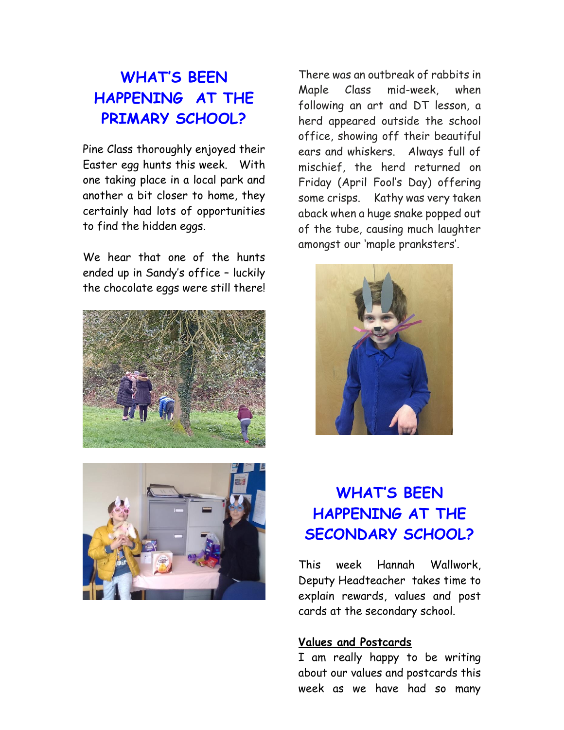## WHAT'S BEEN HAPPENING AT THE PRIMARY SCHOOL?

Pine Class thoroughly enjoyed their Easter egg hunts this week. With one taking place in a local park and another a bit closer to home, they certainly had lots of opportunities to find the hidden eggs.

We hear that one of the hunts ended up in Sandy's office – luckily the chocolate eggs were still there!

There was an outbreak of rabbits in Maple Class mid-week, when following an art and DT lesson, a herd appeared outside the school office, showing off their beautiful ears and whiskers. Always full of mischief, the herd returned on Friday (April Fool's Day) offering some crisps. Kathy was very taken aback when a huge snake popped out of the tube, causing much laughter amongst our 'maple pranksters'.

## WHAT'S BEEN HAPPENING AT THE SECONDARY SCHOOL?

This week Hannah Wallwork, Deputy Headteacher takes time to explain rewards, values and post cards at the secondary school.

**Values and Postcards**

I am really happy to be writing about our values and postcards this week as we have had so many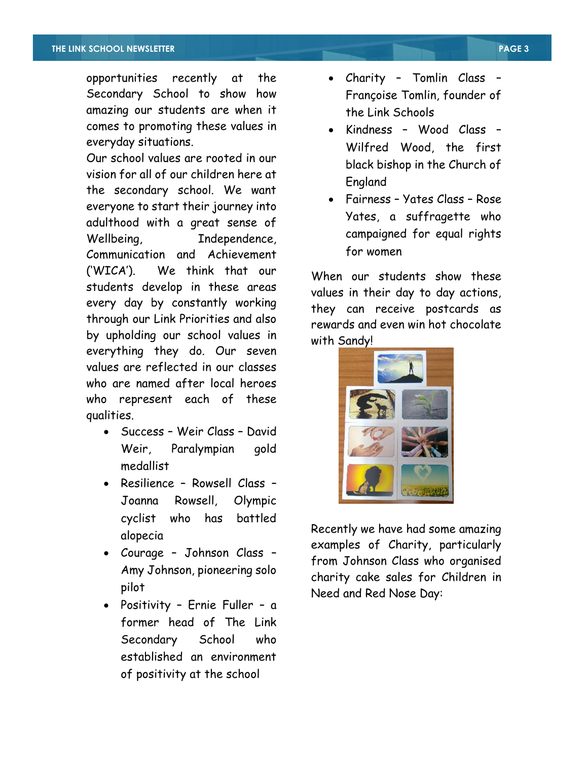opportunities recently at the Secondary School to show how amazing our students are when it comes to promoting these values in everyday situations.

Our school values are rooted in our vision for all of our children here at the secondary school. We want everyone to start their journey into adulthood with a great sense of Wellbeing, Independence, Communication and Achievement ('WICA'). We think that our students develop in these areas every day by constantly working through our Link Priorities and also by upholding our school values in everything they do. Our seven values are reflected in our classes who are named after local heroes who represent each of these qualities.

- Success – Weir Class – David Weir, Paralympian gold medallist
- Resilience – Rowsell Class – Joanna Rowsell, Olympic cyclist who has battled alopecia
- Courage – Johnson Class – Amy Johnson, pioneering solo pilot
- Positivity – Ernie Fuller – a former head of The Link Secondary School who established an environment of positivity at the school
- Charity – Tomlin Class – Françoise Tomlin, founder of the Link Schools
- Kindness – Wood Class – Wilfred Wood, the first black bishop in the Church of England
- Fairness – Yates Class – Rose Yates, a suffragette who campaigned for equal rights for women

When our students show these values in their day to day actions, they can receive postcards as rewards and even win hot chocolate with Sandy!

Recently we have had some amazing examples of Charity, particularly from Johnson Class who organised charity cake sales for Children in Need and Red Nose Day: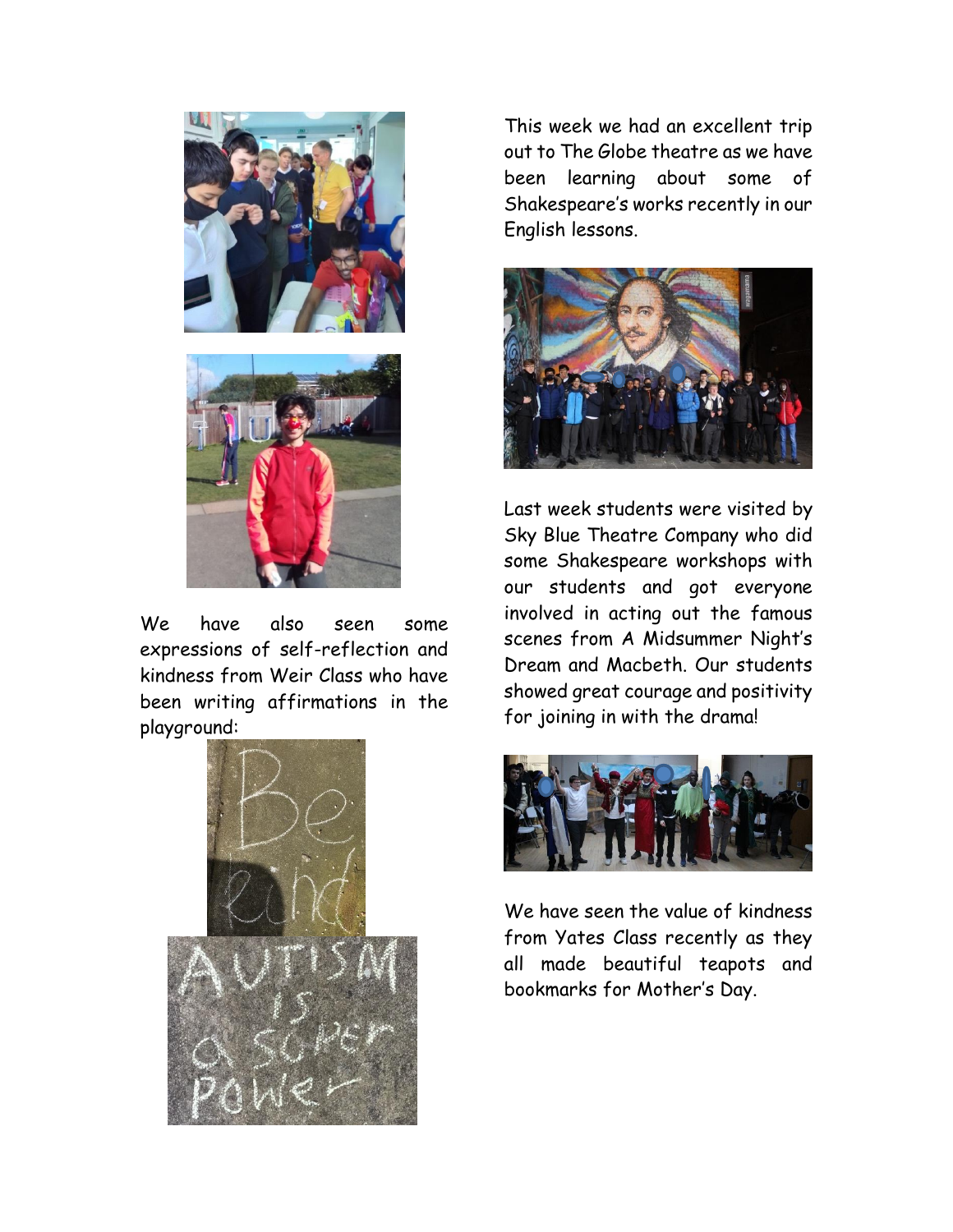We have also seen some expressions of self-reflection and kindness from Weir Class who have been writing affirmations in the playground:

This week we had an excellent trip out to The Globe theatre as we have been learning about some of Shakespeare's works recently in our English lessons.

Last week students were visited by Sky Blue Theatre Company who did some Shakespeare workshops with our students and got everyone involved in acting out the famous scenes from A Midsummer Night's Dream and Macbeth. Our students showed great courage and positivity for joining in with the drama!

We have seen the value of kindness from Yates Class recently as they all made beautiful teapots and bookmarks for Mother's Day.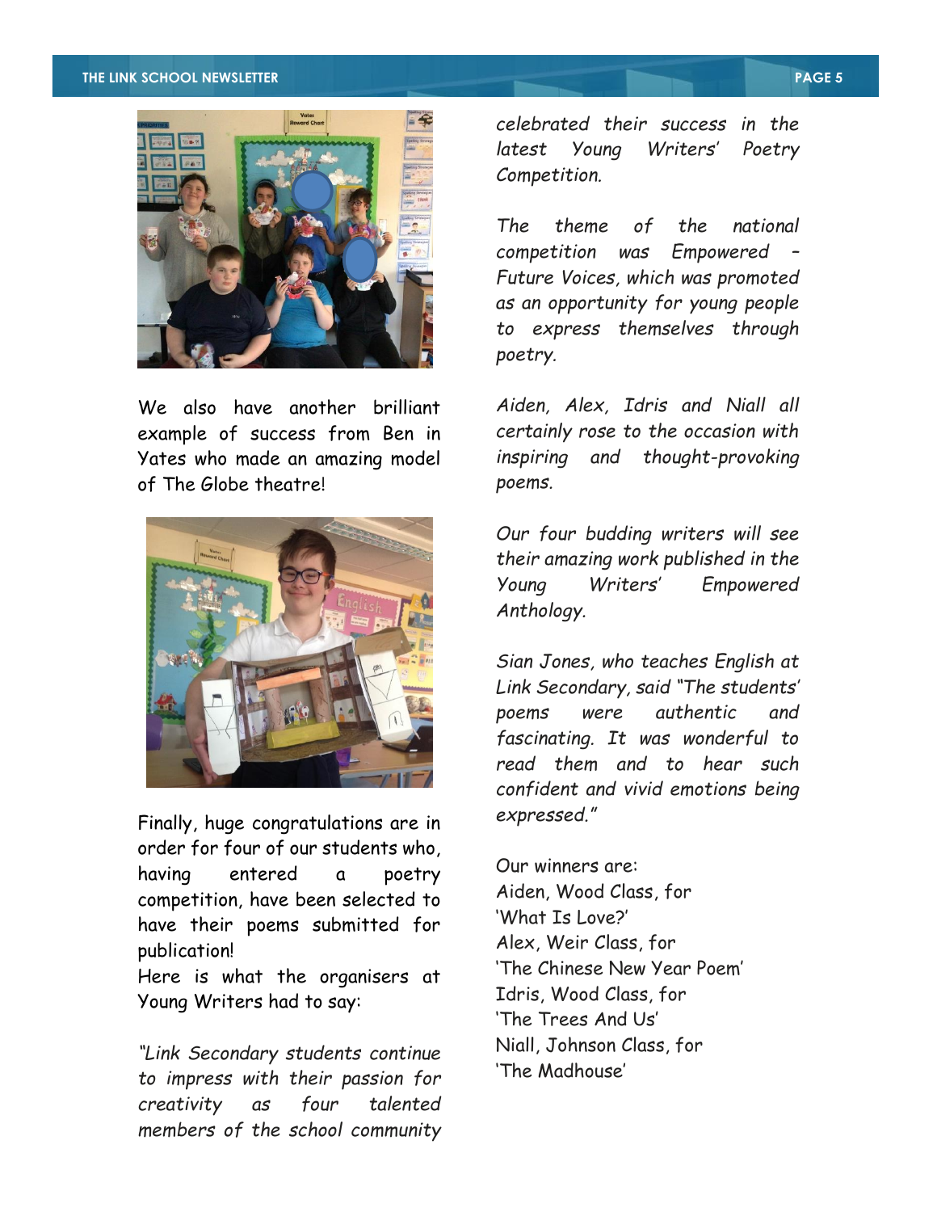We also have another brilliant example of success from Ben in Yates who made an amazing model of The Globe theatre!

Finally, huge congratulations are in order for four of our students who, having entered a poetry competition, have been selected to have their poems submitted for publication!

Here is what the organisers at Young Writers had to say:

*"Link Secondary students continue to impress with their passion for creativity as four talented members of the school community celebrated their success in the latest Young Writers' Poetry Competition.*

*The theme of the national competition was Empowered – Future Voices, which was promoted as an opportunity for young people to express themselves through poetry.*

*Aiden, Alex, Idris and Niall all certainly rose to the occasion with inspiring and thought-provoking poems.*

*Our four budding writers will see their amazing work published in the Young Writers' Empowered Anthology.*

*Sian Jones, who teaches English at Link Secondary, said "The students' poems were authentic and fascinating. It was wonderful to read them and to hear such confident and vivid emotions being expressed."*

Our winners are:
Aiden, Wood Class, for
'What Is Love?'
Alex, Weir Class, for
'The Chinese New Year Poem'
Idris, Wood Class, for
'The Trees And Us'
Niall, Johnson Class, for
'The Madhouse'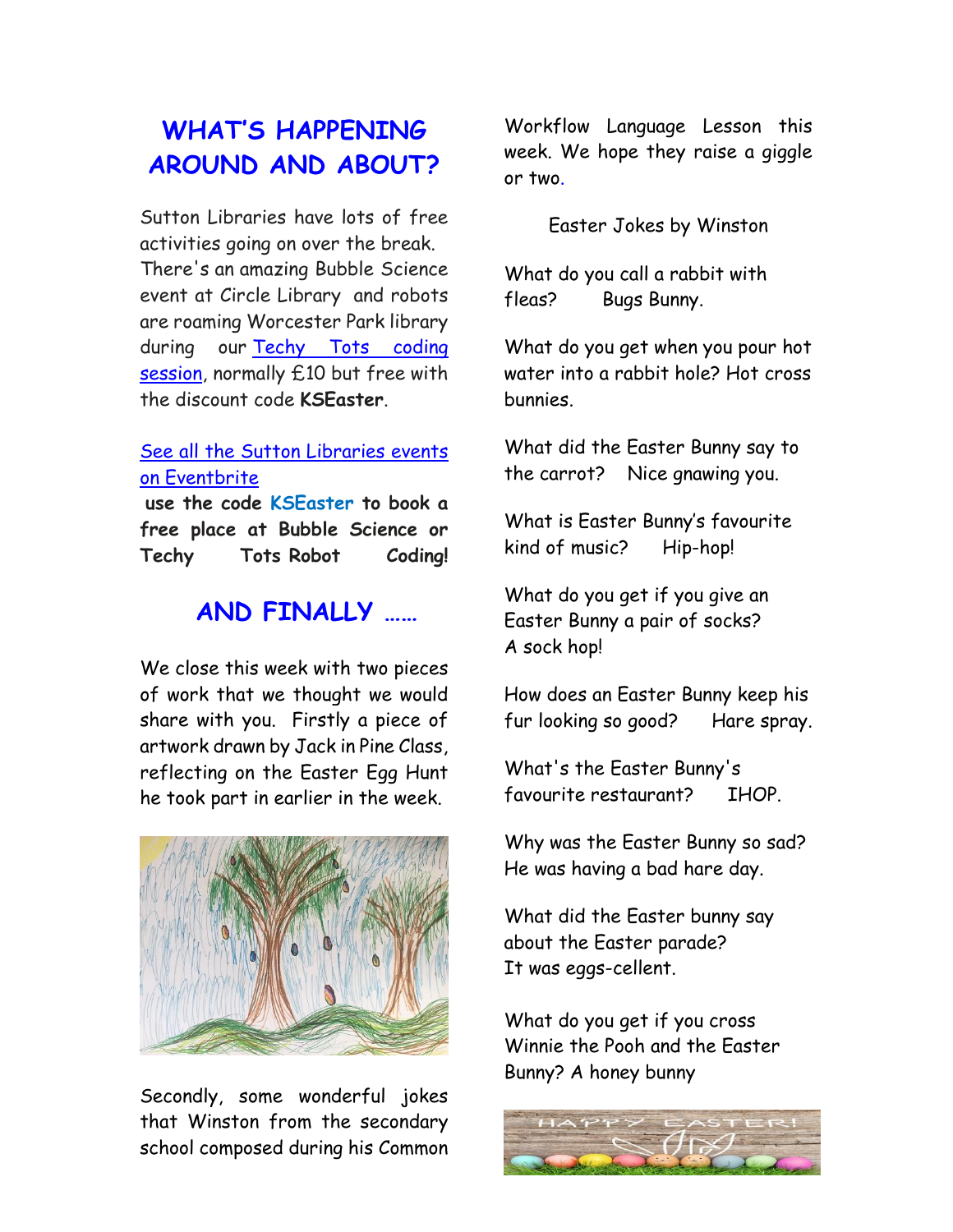## WHAT'S HAPPENING AROUND AND ABOUT?

Sutton Libraries have lots of free activities going on over the break. There's an amazing Bubble Science event at Circle Library and robots are roaming Worcester Park library during our Techy Tots coding session, normally £10 but free with the discount code **KSEaster**.

See all the Sutton Libraries events on Eventbrite

**use the code KSEaster to book a free place at Bubble Science or Techy Tots Robot Coding!**

## AND FINALLY ……

We close this week with two pieces of work that we thought we would share with you. Firstly a piece of artwork drawn by Jack in Pine Class, reflecting on the Easter Egg Hunt he took part in earlier in the week.

Secondly, some wonderful jokes that Winston from the secondary school composed during his Common Workflow Language Lesson this week. We hope they raise a giggle or two.

Easter Jokes by Winston

What do you call a rabbit with fleas? Bugs Bunny.

What do you get when you pour hot water into a rabbit hole? Hot cross bunnies.

What did the Easter Bunny say to the carrot? Nice gnawing you.

What is Easter Bunny's favourite kind of music? Hip-hop!

What do you get if you give an Easter Bunny a pair of socks? A sock hop!

How does an Easter Bunny keep his fur looking so good? Hare spray.

What's the Easter Bunny's favourite restaurant? IHOP.

Why was the Easter Bunny so sad? He was having a bad hare day.

What did the Easter bunny say about the Easter parade? It was eggs-cellent.

What do you get if you cross Winnie the Pooh and the Easter Bunny? A honey bunny